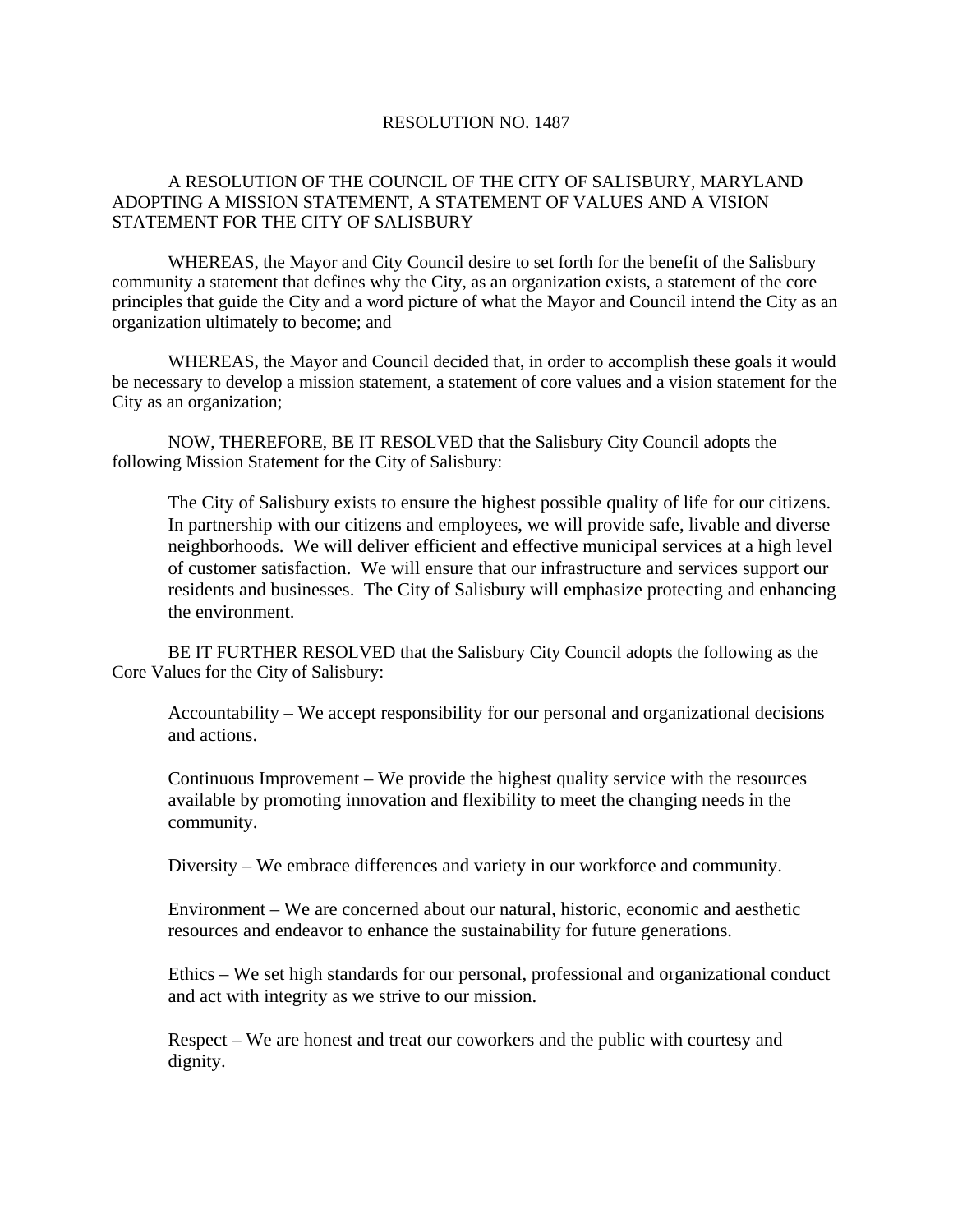# RESOLUTION NO. 1487

A RESOLUTION OF THE COUNCIL OF THE CITY OF SALISBURY, MARYLAND ADOPTING A MISSION STATEMENT, A STATEMENT OF VALUES AND A VISION STATEMENT FOR THE CITY OF SALISBURY

WHEREAS, the Mayor and City Council desire to set forth for the benefit of the Salisbury community a statement that defines why the City, as an organization exists, a statement of the core principles that guide the City and a word picture of what the Mayor and Council intend the City as an organization ultimately to become; and

WHEREAS, the Mayor and Council decided that, in order to accomplish these goals it would be necessary to develop a mission statement, a statement of core values and a vision statement for the City as an organization;

NOW, THEREFORE, BE IT RESOLVED that the Salisbury City Council adopts the following Mission Statement for the City of Salisbury:

> The City of Salisbury exists to ensure the highest possible quality of life for our citizens. In partnership with our citizens and employees, we will provide safe, livable and diverse neighborhoods. We will deliver efficient and effective municipal services at a high level of customer satisfaction. We will ensure that our infrastructure and services support our residents and businesses. The City of Salisbury will emphasize protecting and enhancing the environment.

BE IT FURTHER RESOLVED that the Salisbury City Council adopts the following as the Core Values for the City of Salisbury:

> Accountability – We accept responsibility for our personal and organizational decisions and actions.
>
> Continuous Improvement – We provide the highest quality service with the resources available by promoting innovation and flexibility to meet the changing needs in the community.
>
> Diversity – We embrace differences and variety in our workforce and community.
>
> Environment – We are concerned about our natural, historic, economic and aesthetic resources and endeavor to enhance the sustainability for future generations.
>
> Ethics – We set high standards for our personal, professional and organizational conduct and act with integrity as we strive to our mission.
>
> Respect – We are honest and treat our coworkers and the public with courtesy and dignity.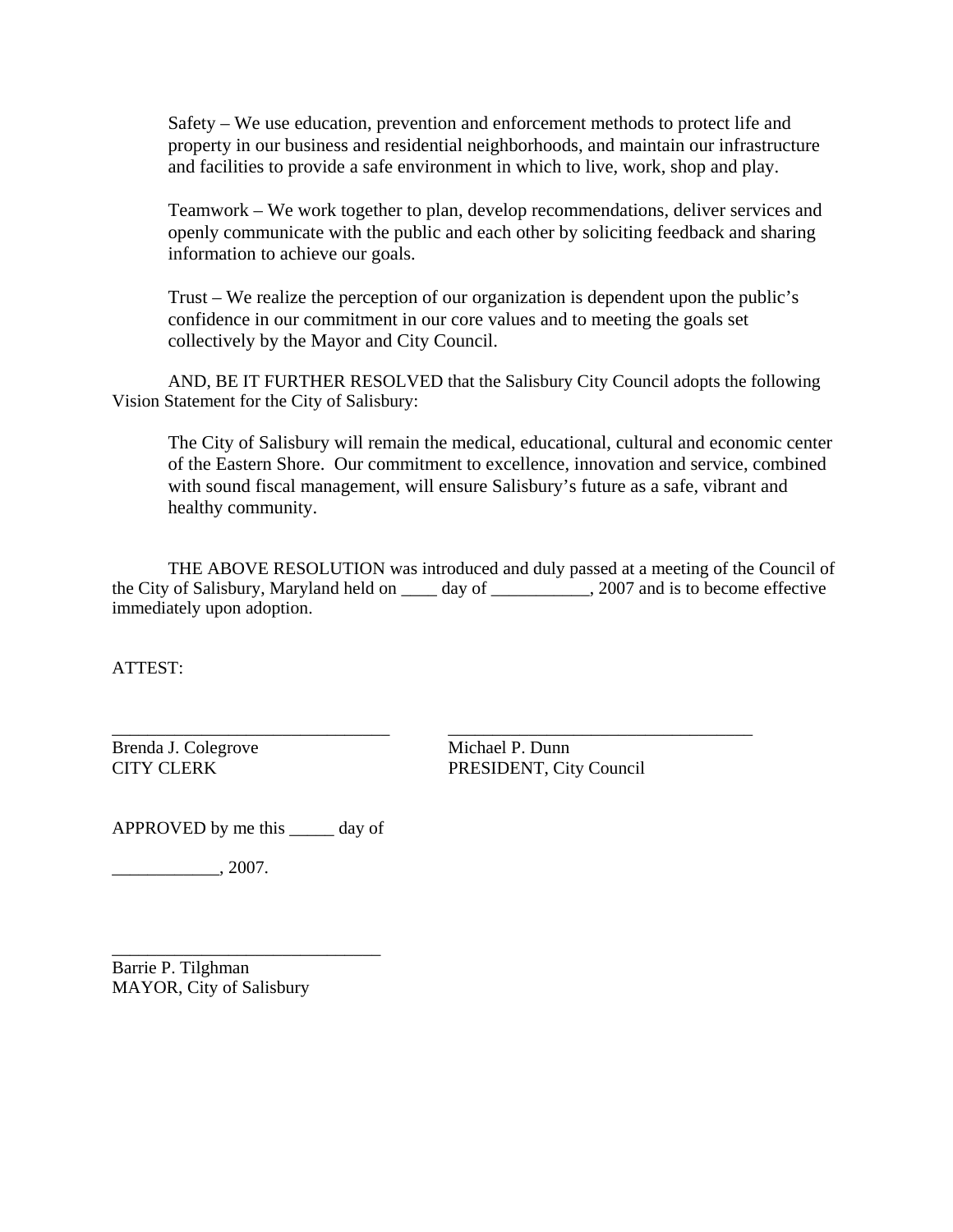Safety – We use education, prevention and enforcement methods to protect life and property in our business and residential neighborhoods, and maintain our infrastructure and facilities to provide a safe environment in which to live, work, shop and play.

Teamwork – We work together to plan, develop recommendations, deliver services and openly communicate with the public and each other by soliciting feedback and sharing information to achieve our goals.

Trust – We realize the perception of our organization is dependent upon the public's confidence in our commitment in our core values and to meeting the goals set collectively by the Mayor and City Council.

AND, BE IT FURTHER RESOLVED that the Salisbury City Council adopts the following Vision Statement for the City of Salisbury:

The City of Salisbury will remain the medical, educational, cultural and economic center of the Eastern Shore. Our commitment to excellence, innovation and service, combined with sound fiscal management, will ensure Salisbury's future as a safe, vibrant and healthy community.

THE ABOVE RESOLUTION was introduced and duly passed at a meeting of the Council of the City of Salisbury, Maryland held on ____ day of ___________, 2007 and is to become effective immediately upon adoption.

ATTEST:

_______________________________ &nbsp;&nbsp;&nbsp;&nbsp; __________________________________

Brenda J. Colegrove &nbsp;&nbsp;&nbsp;&nbsp; Michael P. Dunn
CITY CLERK &nbsp;&nbsp;&nbsp;&nbsp; PRESIDENT, City Council

APPROVED by me this _____ day of

____________, 2007.

______________________________

Barrie P. Tilghman
MAYOR, City of Salisbury